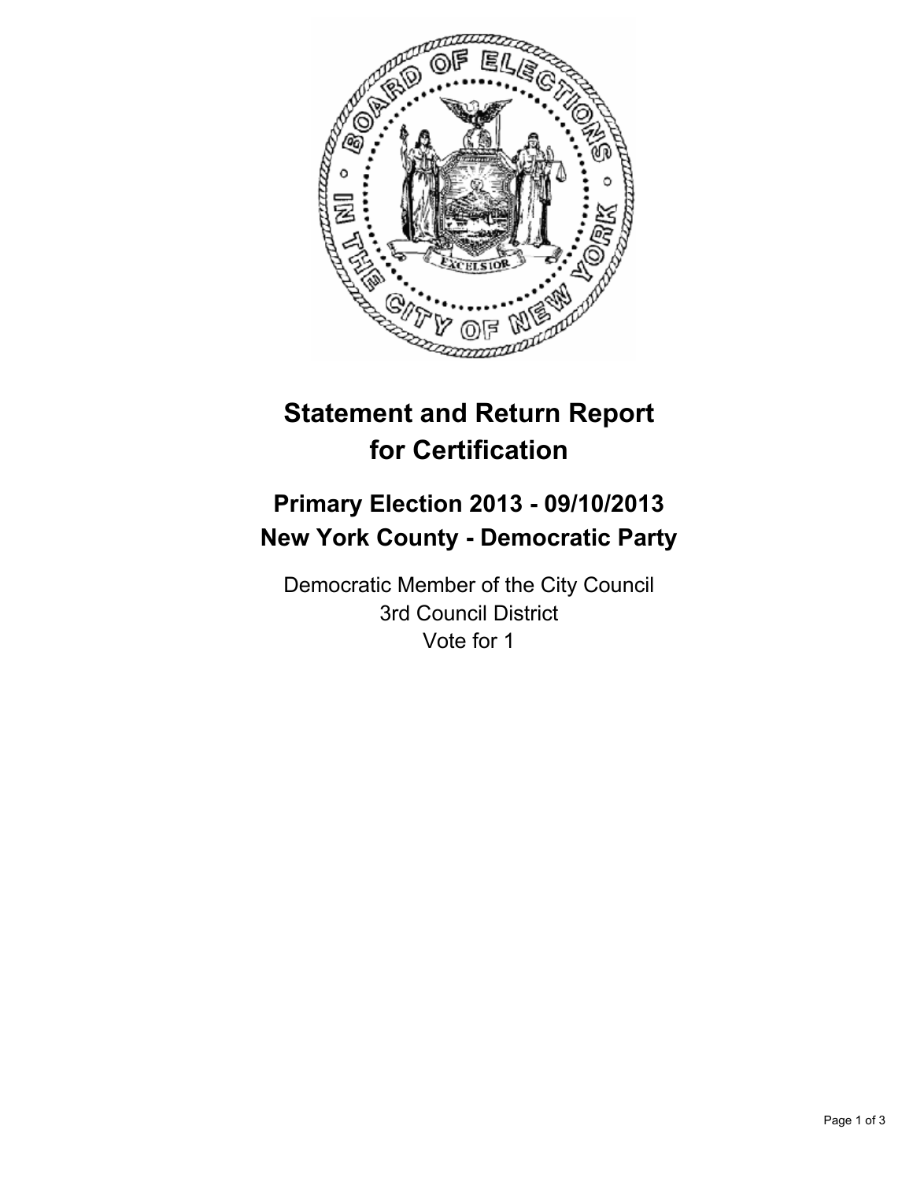# Statement and Return Report for Certification

## Primary Election 2013 - 09/10/2013
## New York County - Democratic Party

Democratic Member of the City Council
3rd Council District
Vote for 1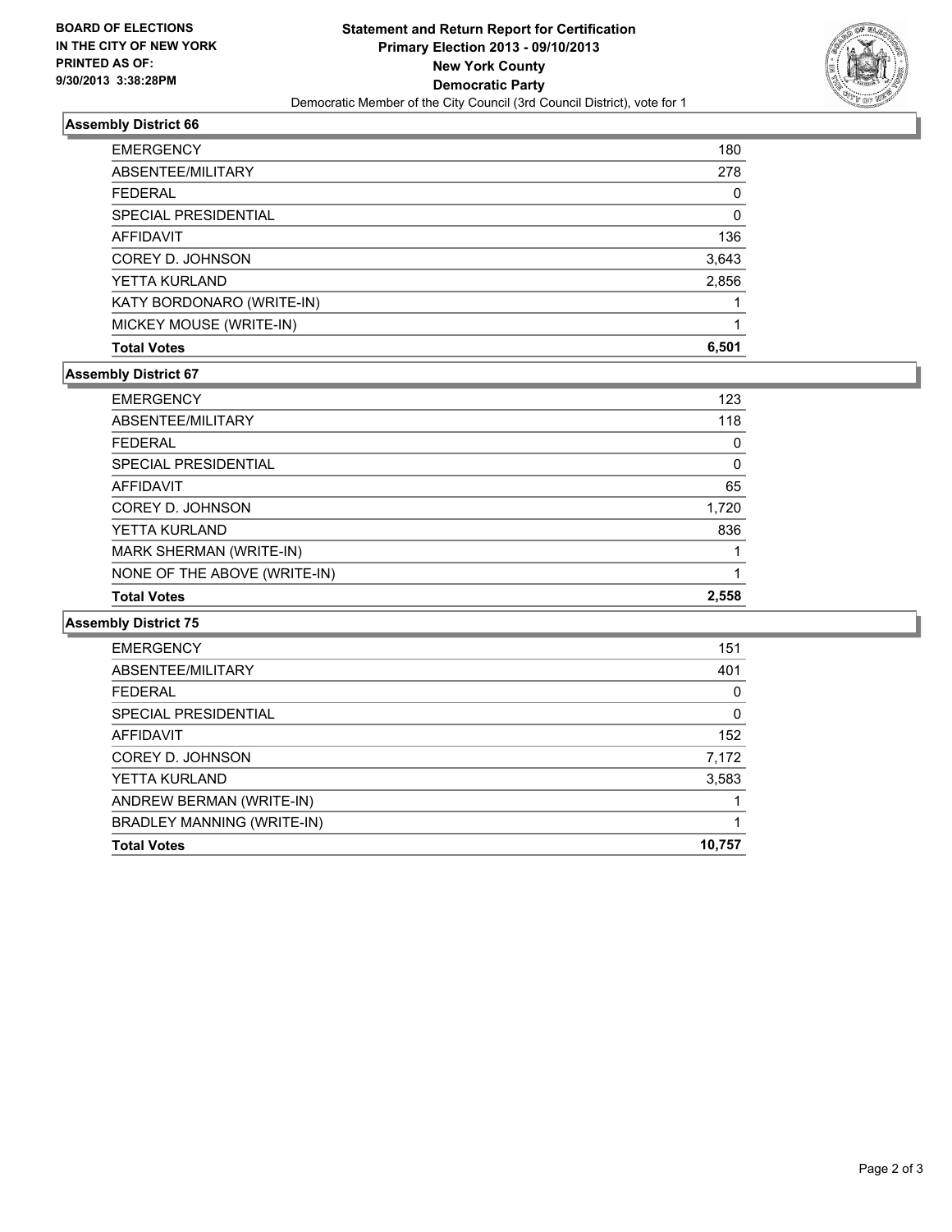**BOARD OF ELECTIONS**
**IN THE CITY OF NEW YORK**
**PRINTED AS OF:**
**9/30/2013 3:38:28PM**

**Statement and Return Report for Certification**
**Primary Election 2013 - 09/10/2013**
**New York County**
**Democratic Party**
Democratic Member of the City Council (3rd Council District), vote for 1

### Assembly District 66

| | |
|---|---|
| EMERGENCY | 180 |
| ABSENTEE/MILITARY | 278 |
| FEDERAL | 0 |
| SPECIAL PRESIDENTIAL | 0 |
| AFFIDAVIT | 136 |
| COREY D. JOHNSON | 3,643 |
| YETTA KURLAND | 2,856 |
| KATY BORDONARO (WRITE-IN) | 1 |
| MICKEY MOUSE (WRITE-IN) | 1 |
| **Total Votes** | **6,501** |

### Assembly District 67

| | |
|---|---|
| EMERGENCY | 123 |
| ABSENTEE/MILITARY | 118 |
| FEDERAL | 0 |
| SPECIAL PRESIDENTIAL | 0 |
| AFFIDAVIT | 65 |
| COREY D. JOHNSON | 1,720 |
| YETTA KURLAND | 836 |
| MARK SHERMAN (WRITE-IN) | 1 |
| NONE OF THE ABOVE (WRITE-IN) | 1 |
| **Total Votes** | **2,558** |

### Assembly District 75

| | |
|---|---|
| EMERGENCY | 151 |
| ABSENTEE/MILITARY | 401 |
| FEDERAL | 0 |
| SPECIAL PRESIDENTIAL | 0 |
| AFFIDAVIT | 152 |
| COREY D. JOHNSON | 7,172 |
| YETTA KURLAND | 3,583 |
| ANDREW BERMAN (WRITE-IN) | 1 |
| BRADLEY MANNING (WRITE-IN) | 1 |
| **Total Votes** | **10,757** |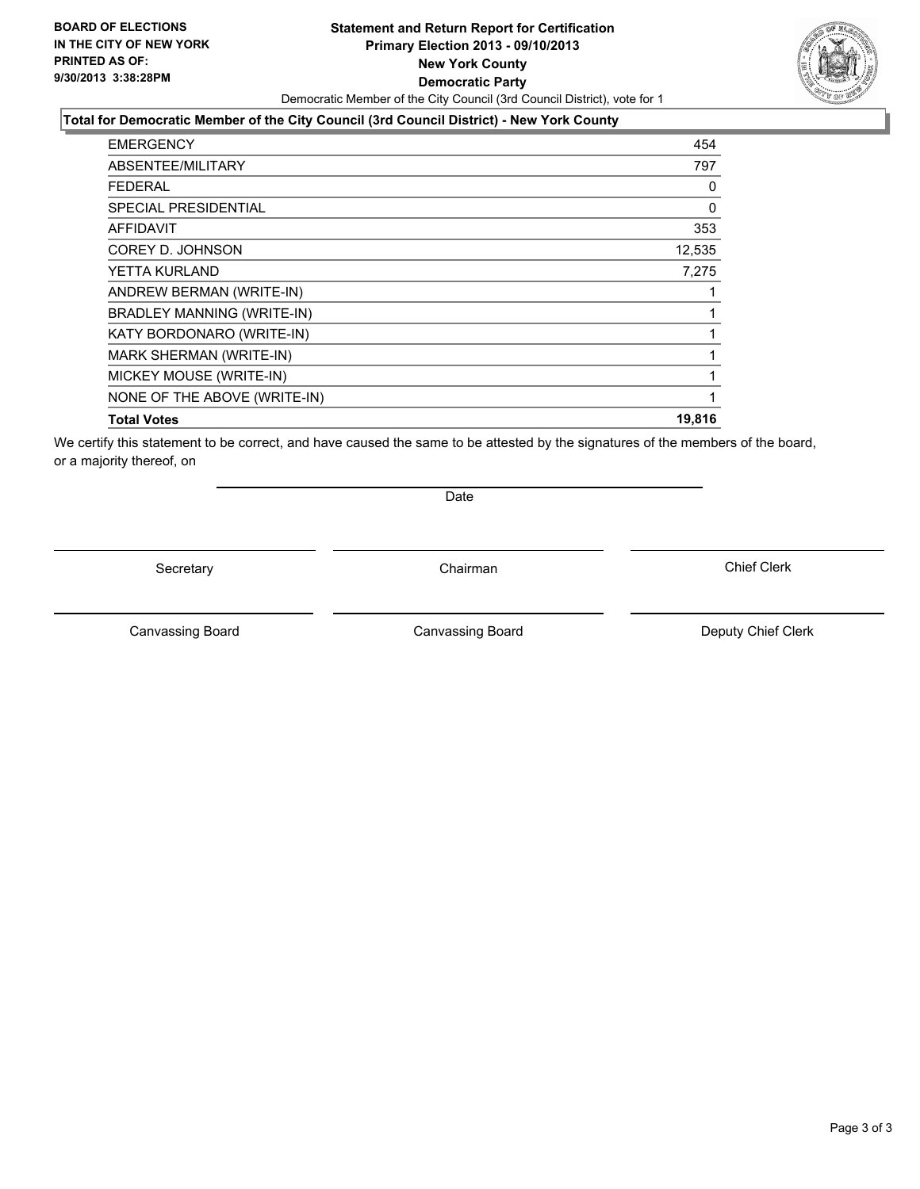**BOARD OF ELECTIONS IN THE CITY OF NEW YORK PRINTED AS OF: 9/30/2013 3:38:28PM**

**Statement and Return Report for Certification**
**Primary Election 2013 - 09/10/2013**
**New York County**
**Democratic Party**

Democratic Member of the City Council (3rd Council District), vote for 1

**Total for Democratic Member of the City Council (3rd Council District) - New York County**

| | |
|---|---|
| EMERGENCY | 454 |
| ABSENTEE/MILITARY | 797 |
| FEDERAL | 0 |
| SPECIAL PRESIDENTIAL | 0 |
| AFFIDAVIT | 353 |
| COREY D. JOHNSON | 12,535 |
| YETTA KURLAND | 7,275 |
| ANDREW BERMAN (WRITE-IN) | 1 |
| BRADLEY MANNING (WRITE-IN) | 1 |
| KATY BORDONARO (WRITE-IN) | 1 |
| MARK SHERMAN (WRITE-IN) | 1 |
| MICKEY MOUSE (WRITE-IN) | 1 |
| NONE OF THE ABOVE (WRITE-IN) | 1 |
| **Total Votes** | **19,816** |

We certify this statement to be correct, and have caused the same to be attested by the signatures of the members of the board, or a majority thereof, on

Date

Secretary

Chairman

Chief Clerk

Canvassing Board

Canvassing Board

Deputy Chief Clerk